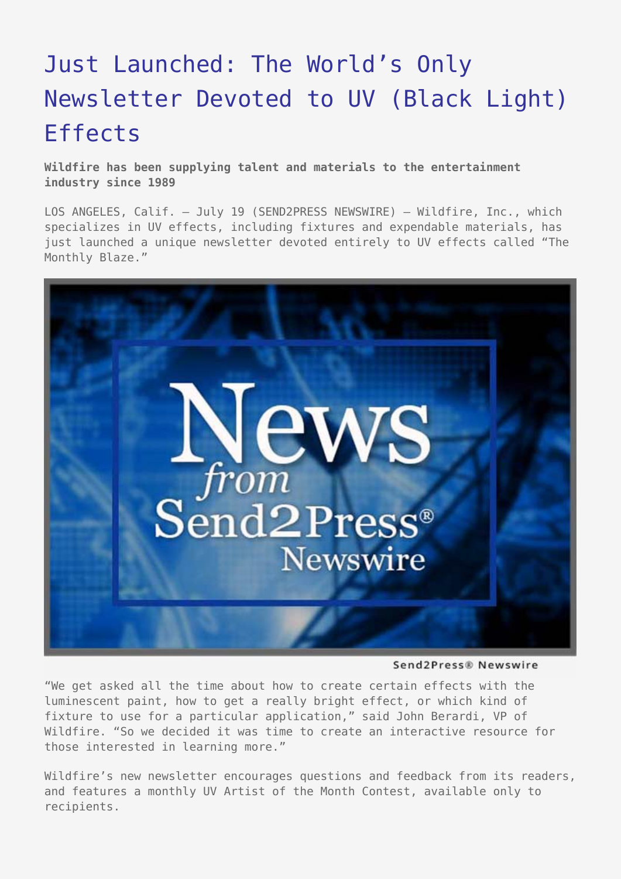# Just Launched: The World's Only Newsletter Devoted to UV (Black Light) Effects

**Wildfire has been supplying talent and materials to the entertainment industry since 1989**

LOS ANGELES, Calif. – July 19 (SEND2PRESS NEWSWIRE) – Wildfire, Inc., which specializes in UV effects, including fixtures and expendable materials, has just launched a unique newsletter devoted entirely to UV effects called "The Monthly Blaze."

Send2Press® Newswire

"We get asked all the time about how to create certain effects with the luminescent paint, how to get a really bright effect, or which kind of fixture to use for a particular application," said John Berardi, VP of Wildfire. "So we decided it was time to create an interactive resource for those interested in learning more."

Wildfire's new newsletter encourages questions and feedback from its readers, and features a monthly UV Artist of the Month Contest, available only to recipients.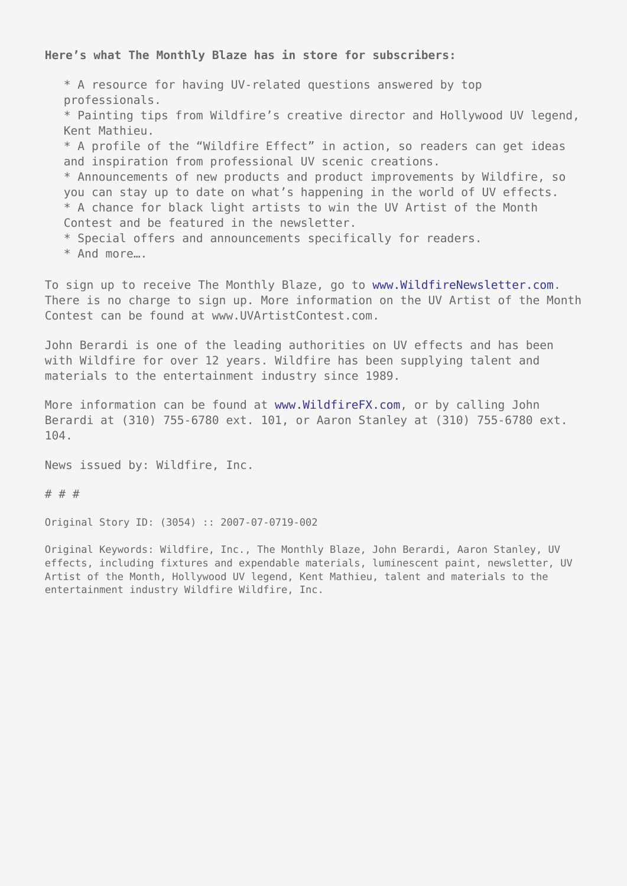**Here’s what The Monthly Blaze has in store for subscribers:**

* A resource for having UV-related questions answered by top professionals.
* Painting tips from Wildfire’s creative director and Hollywood UV legend, Kent Mathieu.
* A profile of the “Wildfire Effect” in action, so readers can get ideas and inspiration from professional UV scenic creations.
* Announcements of new products and product improvements by Wildfire, so you can stay up to date on what’s happening in the world of UV effects.
* A chance for black light artists to win the UV Artist of the Month Contest and be featured in the newsletter.
* Special offers and announcements specifically for readers.
* And more….

To sign up to receive The Monthly Blaze, go to www.WildfireNewsletter.com. There is no charge to sign up. More information on the UV Artist of the Month Contest can be found at www.UVArtistContest.com.

John Berardi is one of the leading authorities on UV effects and has been with Wildfire for over 12 years. Wildfire has been supplying talent and materials to the entertainment industry since 1989.

More information can be found at www.WildfireFX.com, or by calling John Berardi at (310) 755-6780 ext. 101, or Aaron Stanley at (310) 755-6780 ext. 104.

News issued by: Wildfire, Inc.

# # #

Original Story ID: (3054) :: 2007-07-0719-002

Original Keywords: Wildfire, Inc., The Monthly Blaze, John Berardi, Aaron Stanley, UV effects, including fixtures and expendable materials, luminescent paint, newsletter, UV Artist of the Month, Hollywood UV legend, Kent Mathieu, talent and materials to the entertainment industry Wildfire Wildfire, Inc.